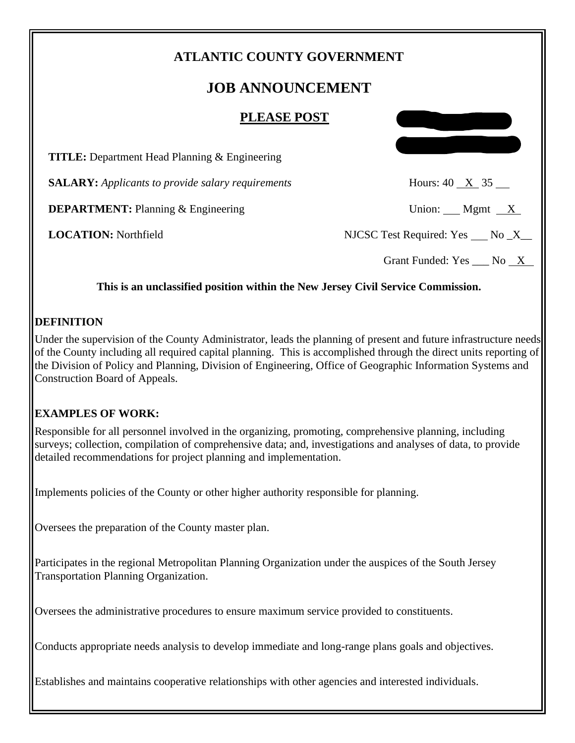# ATLANTIC COUNTY GOVERNMENT

## JOB ANNOUNCEMENT

**PLEASE POST**

**TITLE:** Department Head Planning & Engineering

**SALARY:** *Applicants to provide salary requirements* — Hours: 40 \_X\_ 35 \_\_

**DEPARTMENT:** Planning & Engineering — Union: \_\_ Mgmt \_X\_

**LOCATION:** Northfield — NJCSC Test Required: Yes \_\_ No \_X\_

Grant Funded: Yes \_\_ No \_X\_

**This is an unclassified position within the New Jersey Civil Service Commission.**

### DEFINITION

Under the supervision of the County Administrator, leads the planning of present and future infrastructure needs of the County including all required capital planning. This is accomplished through the direct units reporting of the Division of Policy and Planning, Division of Engineering, Office of Geographic Information Systems and Construction Board of Appeals.

### EXAMPLES OF WORK:

Responsible for all personnel involved in the organizing, promoting, comprehensive planning, including surveys; collection, compilation of comprehensive data; and, investigations and analyses of data, to provide detailed recommendations for project planning and implementation.

Implements policies of the County or other higher authority responsible for planning.

Oversees the preparation of the County master plan.

Participates in the regional Metropolitan Planning Organization under the auspices of the South Jersey Transportation Planning Organization.

Oversees the administrative procedures to ensure maximum service provided to constituents.

Conducts appropriate needs analysis to develop immediate and long-range plans goals and objectives.

Establishes and maintains cooperative relationships with other agencies and interested individuals.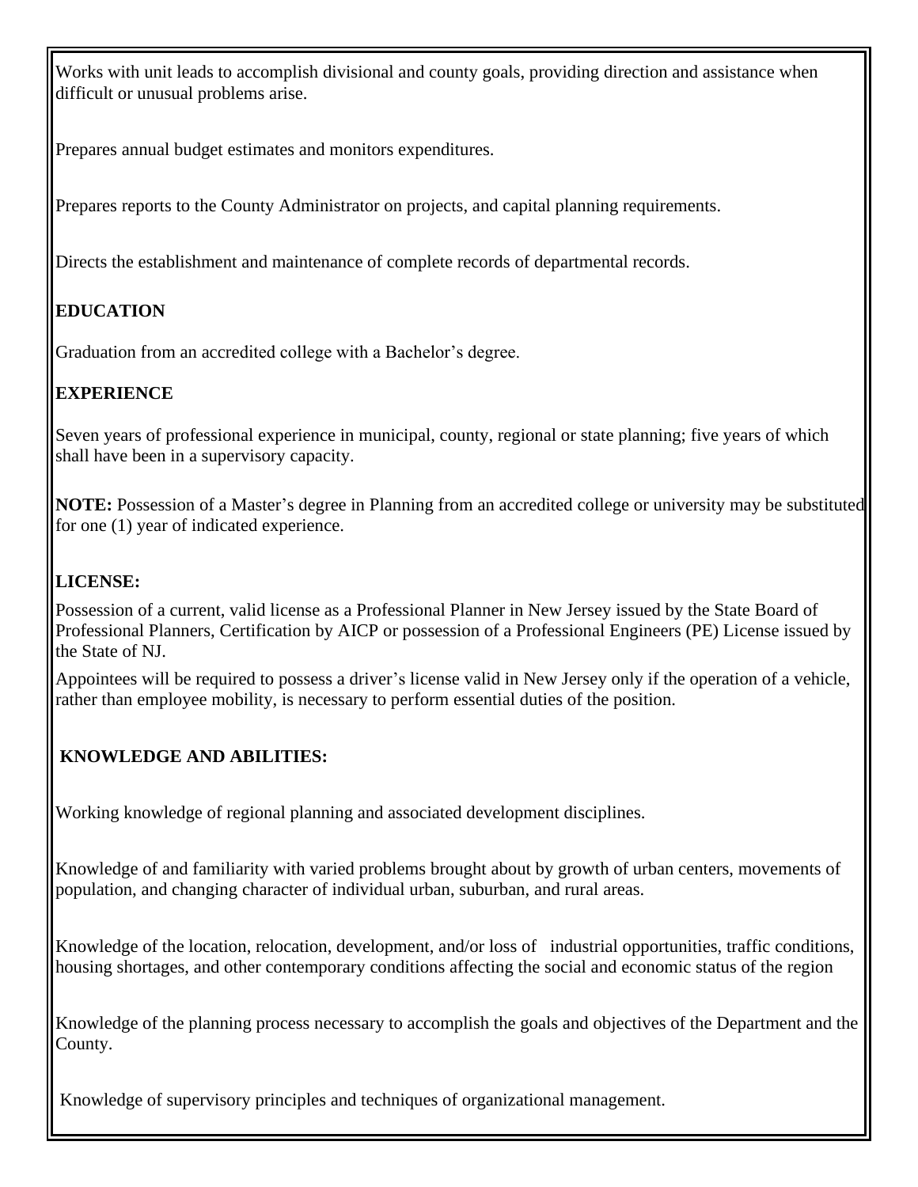Works with unit leads to accomplish divisional and county goals, providing direction and assistance when difficult or unusual problems arise.

Prepares annual budget estimates and monitors expenditures.

Prepares reports to the County Administrator on projects, and capital planning requirements.

Directs the establishment and maintenance of complete records of departmental records.

**EDUCATION**

Graduation from an accredited college with a Bachelor's degree.

**EXPERIENCE**

Seven years of professional experience in municipal, county, regional or state planning; five years of which shall have been in a supervisory capacity.

**NOTE:** Possession of a Master's degree in Planning from an accredited college or university may be substituted for one (1) year of indicated experience.

**LICENSE:**

Possession of a current, valid license as a Professional Planner in New Jersey issued by the State Board of Professional Planners, Certification by AICP or possession of a Professional Engineers (PE) License issued by the State of NJ.

Appointees will be required to possess a driver's license valid in New Jersey only if the operation of a vehicle, rather than employee mobility, is necessary to perform essential duties of the position.

**KNOWLEDGE AND ABILITIES:**

Working knowledge of regional planning and associated development disciplines.

Knowledge of and familiarity with varied problems brought about by growth of urban centers, movements of population, and changing character of individual urban, suburban, and rural areas.

Knowledge of the location, relocation, development, and/or loss of industrial opportunities, traffic conditions, housing shortages, and other contemporary conditions affecting the social and economic status of the region

Knowledge of the planning process necessary to accomplish the goals and objectives of the Department and the County.

Knowledge of supervisory principles and techniques of organizational management.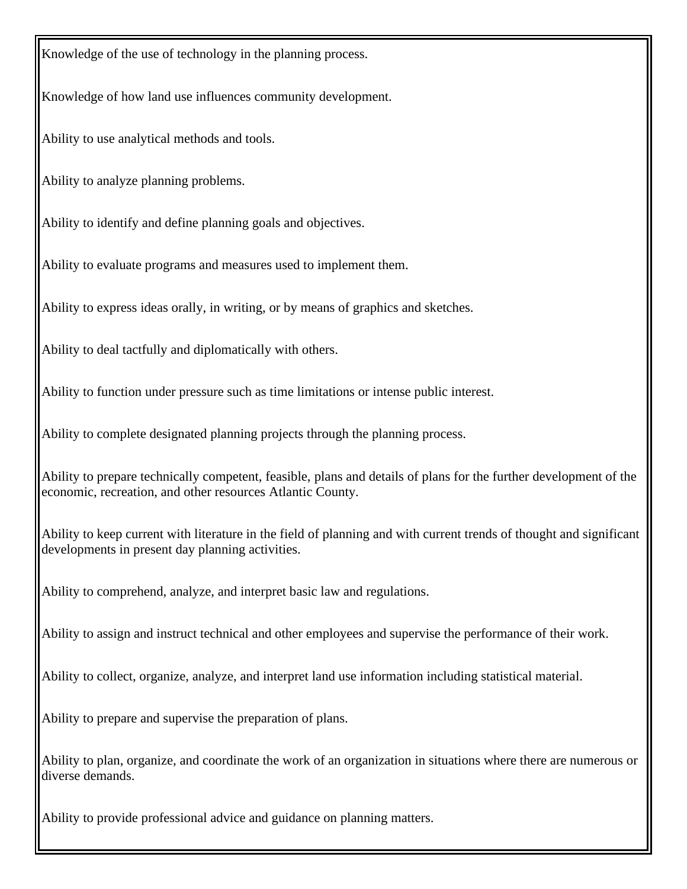Knowledge of the use of technology in the planning process.

Knowledge of how land use influences community development.

Ability to use analytical methods and tools.

Ability to analyze planning problems.

Ability to identify and define planning goals and objectives.

Ability to evaluate programs and measures used to implement them.

Ability to express ideas orally, in writing, or by means of graphics and sketches.

Ability to deal tactfully and diplomatically with others.

Ability to function under pressure such as time limitations or intense public interest.

Ability to complete designated planning projects through the planning process.

Ability to prepare technically competent, feasible, plans and details of plans for the further development of the economic, recreation, and other resources Atlantic County.

Ability to keep current with literature in the field of planning and with current trends of thought and significant developments in present day planning activities.

Ability to comprehend, analyze, and interpret basic law and regulations.

Ability to assign and instruct technical and other employees and supervise the performance of their work.

Ability to collect, organize, analyze, and interpret land use information including statistical material.

Ability to prepare and supervise the preparation of plans.

Ability to plan, organize, and coordinate the work of an organization in situations where there are numerous or diverse demands.

Ability to provide professional advice and guidance on planning matters.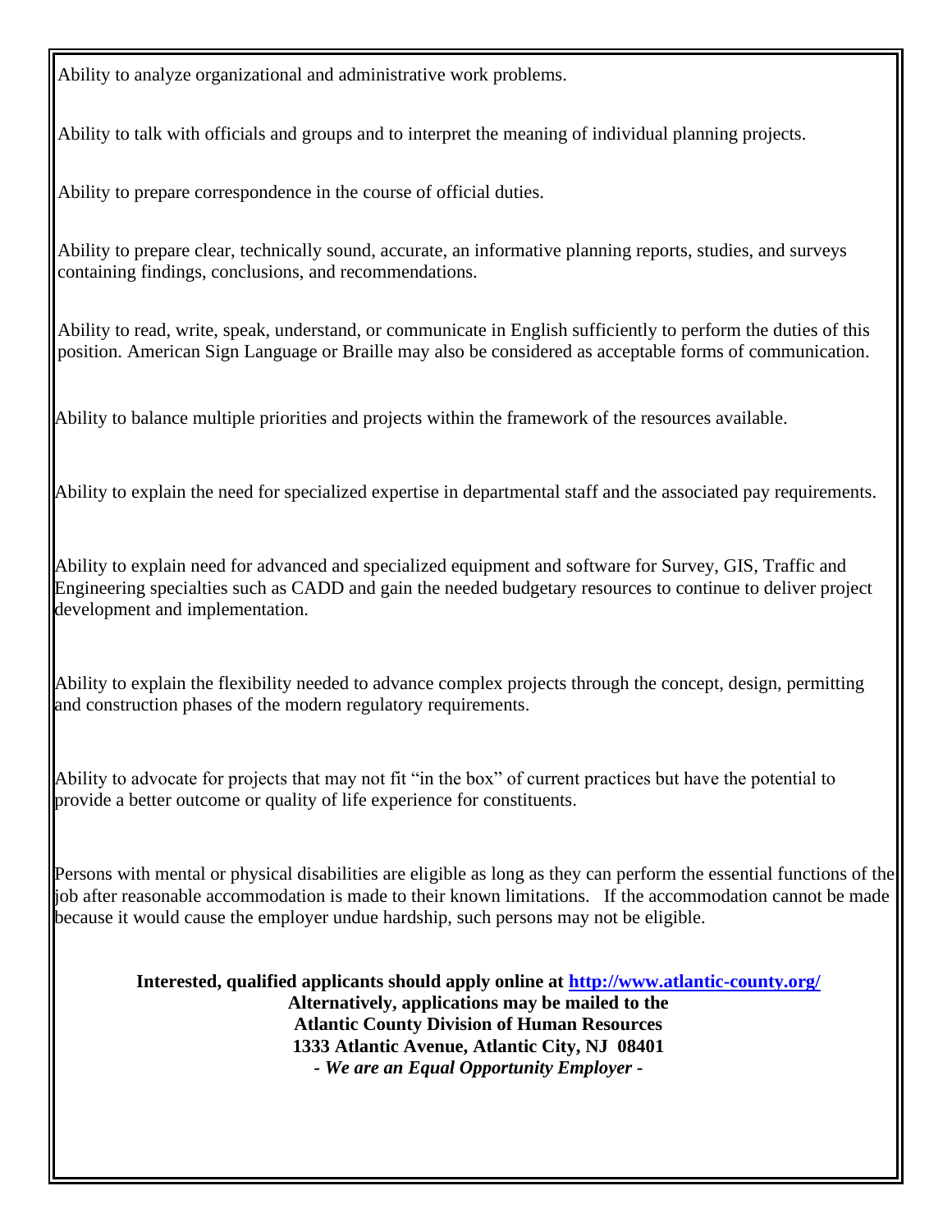Ability to analyze organizational and administrative work problems.

Ability to talk with officials and groups and to interpret the meaning of individual planning projects.

Ability to prepare correspondence in the course of official duties.

Ability to prepare clear, technically sound, accurate, an informative planning reports, studies, and surveys containing findings, conclusions, and recommendations.

Ability to read, write, speak, understand, or communicate in English sufficiently to perform the duties of this position. American Sign Language or Braille may also be considered as acceptable forms of communication.

Ability to balance multiple priorities and projects within the framework of the resources available.

Ability to explain the need for specialized expertise in departmental staff and the associated pay requirements.

Ability to explain need for advanced and specialized equipment and software for Survey, GIS, Traffic and Engineering specialties such as CADD and gain the needed budgetary resources to continue to deliver project development and implementation.

Ability to explain the flexibility needed to advance complex projects through the concept, design, permitting and construction phases of the modern regulatory requirements.

Ability to advocate for projects that may not fit "in the box" of current practices but have the potential to provide a better outcome or quality of life experience for constituents.

Persons with mental or physical disabilities are eligible as long as they can perform the essential functions of the job after reasonable accommodation is made to their known limitations. If the accommodation cannot be made because it would cause the employer undue hardship, such persons may not be eligible.

**Interested, qualified applicants should apply online at [http://www.atlantic-county.org/](http://www.atlantic-county.org/)**
**Alternatively, applications may be mailed to the**
**Atlantic County Division of Human Resources**
**1333 Atlantic Avenue, Atlantic City, NJ 08401**
***- We are an Equal Opportunity Employer -***